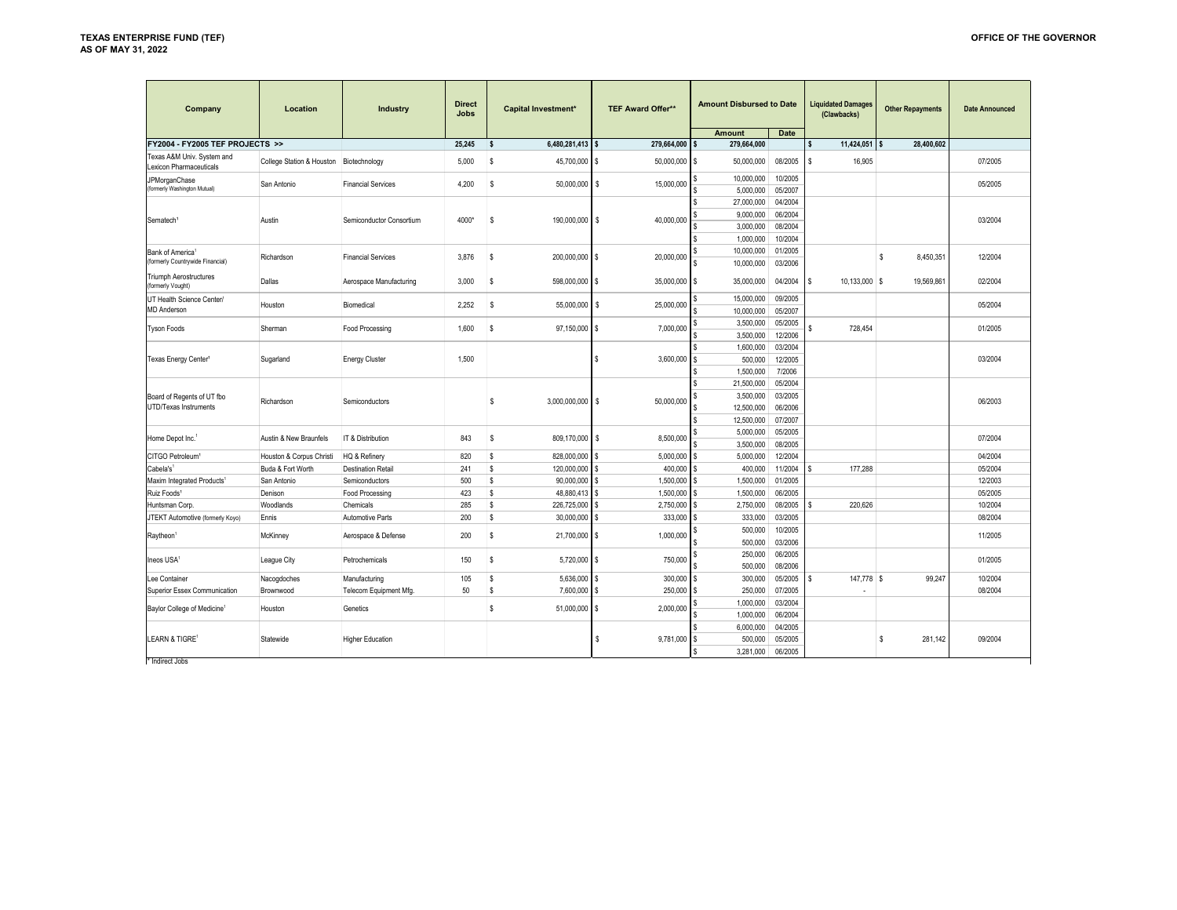**TEXAS ENTERPRISE FUND (TEF)**
**AS OF MAY 31, 2022**

**OFFICE OF THE GOVERNOR**

| Company | Location | Industry | Direct Jobs | Capital Investment* | TEF Award Offer** | Amount Disbursed to Date | | Liquidated Damages (Clawbacks) | Other Repayments | Date Announced |
|---|---|---|---|---|---|---|---|---|---|---|
| | | | | | | Amount | Date | | | |
| **FY2004 - FY2005 TEF PROJECTS >>** | | | **25,245** | **$ 6,480,281,413** | **$ 279,664,000** | **$ 279,664,000** | | **$ 11,424,051** | **$ 28,400,602** | |
| Texas A&M Univ. System and Lexicon Pharmaceuticals | College Station & Houston | Biotechnology | 5,000 | $ 45,700,000 | $ 50,000,000 | $ 50,000,000 | 08/2005 | $ 16,905 | | 07/2005 |
| JPMorganChase (formerly Washington Mutual) | San Antonio | Financial Services | 4,200 | $ 50,000,000 | $ 15,000,000 | $ 10,000,000 | 10/2005 | | | 05/2005 |
| | | | | | | $ 5,000,000 | 05/2007 | | | |
| Sematech[1] | Austin | Semiconductor Consortium | 4000* | $ 190,000,000 | $ 40,000,000 | $ 27,000,000 | 04/2004 | | | 03/2004 |
| | | | | | | $ 9,000,000 | 06/2004 | | | |
| | | | | | | $ 3,000,000 | 08/2004 | | | |
| | | | | | | $ 1,000,000 | 10/2004 | | | |
| Bank of America[1] (formerly Countrywide Financial) | Richardson | Financial Services | 3,876 | $ 200,000,000 | $ 20,000,000 | $ 10,000,000 | 01/2005 | | $ 8,450,351 | 12/2004 |
| | | | | | | $ 10,000,000 | 03/2006 | | | |
| Triumph Aerostructures (formerly Vought) | Dallas | Aerospace Manufacturing | 3,000 | $ 598,000,000 | $ 35,000,000 | $ 35,000,000 | 04/2004 | $ 10,133,000 | $ 19,569,861 | 02/2004 |
| UT Health Science Center/ MD Anderson | Houston | Biomedical | 2,252 | $ 55,000,000 | $ 25,000,000 | $ 15,000,000 | 09/2005 | | | 05/2004 |
| | | | | | | $ 10,000,000 | 05/2007 | | | |
| Tyson Foods | Sherman | Food Processing | 1,600 | $ 97,150,000 | $ 7,000,000 | $ 3,500,000 | 05/2005 | $ 728,454 | | 01/2005 |
| | | | | | | $ 3,500,000 | 12/2006 | | | |
| Texas Energy Center[1] | Sugarland | Energy Cluster | 1,500 | | $ 3,600,000 | $ 1,600,000 | 03/2004 | | | 03/2004 |
| | | | | | | $ 500,000 | 12/2005 | | | |
| | | | | | | $ 1,500,000 | 7/2006 | | | |
| Board of Regents of UT fbo UTD/Texas Instruments | Richardson | Semiconductors | | $ 3,000,000,000 | $ 50,000,000 | $ 21,500,000 | 05/2004 | | | 06/2003 |
| | | | | | | $ 3,500,000 | 03/2005 | | | |
| | | | | | | $ 12,500,000 | 06/2006 | | | |
| | | | | | | $ 12,500,000 | 07/2007 | | | |
| Home Depot Inc.[1] | Austin & New Braunfels | IT & Distribution | 843 | $ 809,170,000 | $ 8,500,000 | $ 5,000,000 | 05/2005 | | | 07/2004 |
| | | | | | | $ 3,500,000 | 08/2005 | | | |
| CITGO Petroleum[1] | Houston & Corpus Christi | HQ & Refinery | 820 | $ 828,000,000 | $ 5,000,000 | $ 5,000,000 | 12/2004 | | | 04/2004 |
| Cabela's[1] | Buda & Fort Worth | Destination Retail | 241 | $ 120,000,000 | $ 400,000 | $ 400,000 | 11/2004 | $ 177,288 | | 05/2004 |
| Maxim Integrated Products[1] | San Antonio | Semiconductors | 500 | $ 90,000,000 | $ 1,500,000 | $ 1,500,000 | 01/2005 | | | 12/2003 |
| Ruiz Foods[1] | Denison | Food Processing | 423 | $ 48,880,413 | $ 1,500,000 | $ 1,500,000 | 06/2005 | | | 05/2005 |
| Huntsman Corp. | Woodlands | Chemicals | 285 | $ 226,725,000 | $ 2,750,000 | $ 2,750,000 | 08/2005 | $ 220,626 | | 10/2004 |
| JTEKT Automotive (formerly Koyo) | Ennis | Automotive Parts | 200 | $ 30,000,000 | $ 333,000 | $ 333,000 | 03/2005 | | | 08/2004 |
| Raytheon[1] | McKinney | Aerospace & Defense | 200 | $ 21,700,000 | $ 1,000,000 | $ 500,000 | 10/2005 | | | 11/2005 |
| | | | | | | $ 500,000 | 03/2006 | | | |
| Ineos USA[1] | League City | Petrochemicals | 150 | $ 5,720,000 | $ 750,000 | $ 250,000 | 06/2005 | | | 01/2005 |
| | | | | | | $ 500,000 | 08/2006 | | | |
| Lee Container | Nacogdoches | Manufacturing | 105 | $ 5,636,000 | $ 300,000 | $ 300,000 | 05/2005 | $ 147,778 | $ 99,247 | 10/2004 |
| Superior Essex Communication | Brownwood | Telecom Equipment Mfg. | 50 | $ 7,600,000 | $ 250,000 | $ 250,000 | 07/2005 | - | | 08/2004 |
| Baylor College of Medicine[1] | Houston | Genetics | | $ 51,000,000 | $ 2,000,000 | $ 1,000,000 | 03/2004 | | | |
| | | | | | | $ 1,000,000 | 06/2004 | | | |
| LEARN & TIGRE[1] | Statewide | Higher Education | | | $ 9,781,000 | $ 6,000,000 | 04/2005 | | $ 281,142 | 09/2004 |
| | | | | | | $ 500,000 | 05/2005 | | | |
| | | | | | | $ 3,281,000 | 06/2005 | | | |

\* Indirect Jobs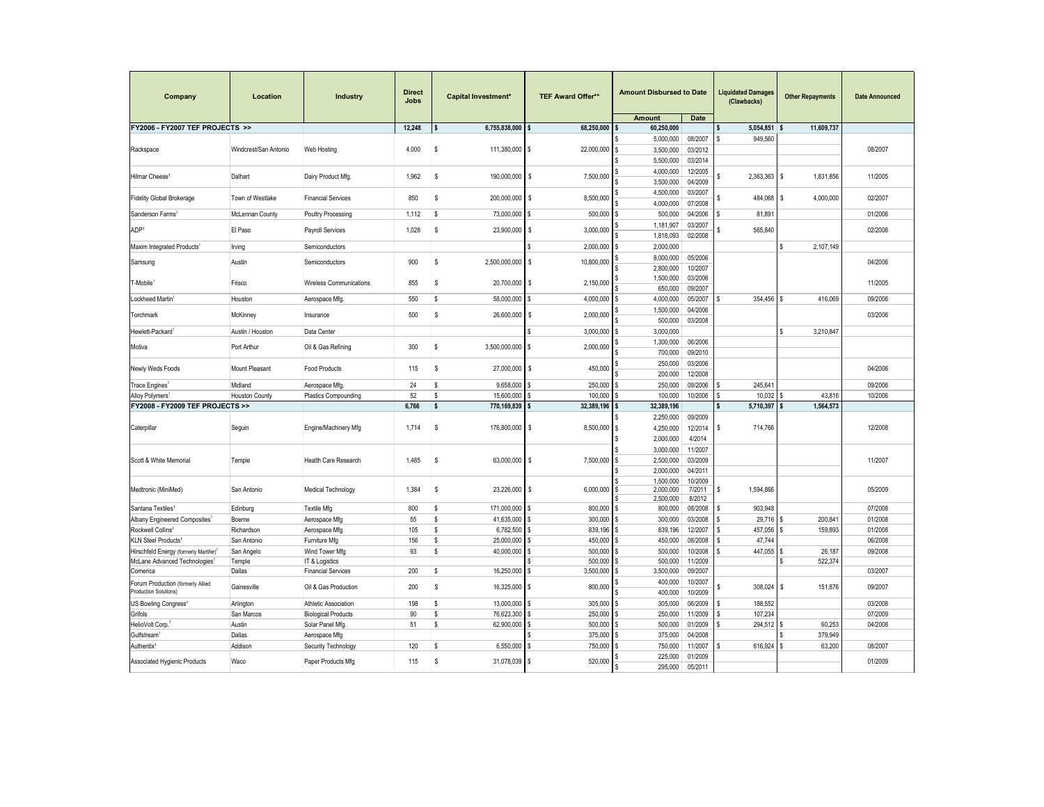| Company | Location | Industry | Direct Jobs | Capital Investment* | TEF Award Offer** | Amount Disbursed to Date | | Liquidated Damages (Clawbacks) | Other Repayments | Date Announced |
|---|---|---|---|---|---|---|---|---|---|---|
| | | | | | | Amount | Date | | | |
| **FY2006 - FY2007 TEF PROJECTS >>** | | | **12,248** | **$ 6,755,838,000** | **$ 68,250,000** | **$ 60,250,000** | | **$ 5,054,851** | **$ 11,609,737** | |
| Rackspace | Windcrest/San Antonio | Web Hosting | 4,000 | $ 111,380,000 | $ 22,000,000 | $ 5,000,000 | 08/2007 | $ 949,560 | | 08/2007 |
| | | | | | | $ 3,500,000 | 03/2012 | | | |
| | | | | | | $ 5,500,000 | 03/2014 | | | |
| Hilmar Cheese[1] | Dalhart | Dairy Product Mfg. | 1,962 | $ 190,000,000 | $ 7,500,000 | $ 4,000,000 | 12/2005 | $ 2,363,363 | $ 1,831,856 | 11/2005 |
| | | | | | | $ 3,500,000 | 04/2009 | | | |
| Fidelity Global Brokerage | Town of Westlake | Financial Services | 850 | $ 200,000,000 | $ 8,500,000 | $ 4,500,000 | 03/2007 | $ 484,068 | $ 4,000,000 | 02/2007 |
| | | | | | | $ 4,000,000 | 07/2008 | | | |
| Sanderson Farms[1] | McLennan County | Poultry Processing | 1,112 | $ 73,000,000 | $ 500,000 | $ 500,000 | 04/2006 | $ 81,891 | | 01/2006 |
| ADP[1] | El Paso | Payroll Services | 1,028 | $ 23,900,000 | $ 3,000,000 | $ 1,181,907 | 03/2007 | $ 565,840 | | 02/2006 |
| | | | | | | $ 1,818,093 | 02/2008 | | | |
| Maxim Integrated Products[1] | Irving | Semiconductors | | | $ 2,000,000 | $ 2,000,000 | | | $ 2,107,149 | |
| Samsung | Austin | Semiconductors | 900 | $ 2,500,000,000 | $ 10,800,000 | $ 8,000,000 | 05/2006 | | | 04/2006 |
| | | | | | | $ 2,800,000 | 10/2007 | | | |
| T-Mobile[1] | Frisco | Wireless Communications | 855 | $ 20,700,000 | $ 2,150,000 | $ 1,500,000 | 03/2006 | | | 11/2005 |
| | | | | | | $ 650,000 | 09/2007 | | | |
| Lockheed Martin[1] | Houston | Aerospace Mfg. | 550 | $ 58,000,000 | $ 4,000,000 | $ 4,000,000 | 05/2007 | $ 354,456 | $ 416,069 | 09/2006 |
| Torchmark | McKinney | Insurance | 500 | $ 26,600,000 | $ 2,000,000 | $ 1,500,000 | 04/2006 | | | 03/2006 |
| | | | | | | $ 500,000 | 03/2008 | | | |
| Hewlett-Packard[1] | Austin / Houston | Data Center | | | $ 3,000,000 | $ 3,000,000 | | | $ 3,210,847 | |
| Motiva | Port Arthur | Oil & Gas Refining | 300 | $ 3,500,000,000 | $ 2,000,000 | $ 1,300,000 | 06/2006 | | | |
| | | | | | | $ 700,000 | 09/2010 | | | |
| Newly Weds Foods | Mount Pleasant | Food Products | 115 | $ 27,000,000 | $ 450,000 | $ 250,000 | 03/2006 | | | 04/2006 |
| | | | | | | $ 200,000 | 12/2008 | | | |
| Trace Engines[1] | Midland | Aerospace Mfg. | 24 | $ 9,658,000 | $ 250,000 | $ 250,000 | 09/2006 | $ 245,641 | | 09/2006 |
| Alloy Polymers[1] | Houston County | Plastics Compounding | 52 | $ 15,600,000 | $ 100,000 | $ 100,000 | 10/2006 | $ 10,032 | $ 43,816 | 10/2006 |
| **FY2008 - FY2009 TEF PROJECTS >>** | | | **6,766** | **$ 770,169,839** | **$ 32,389,196** | **$ 32,389,196** | | **$ 5,710,397** | **$ 1,564,573** | |
| Caterpillar | Seguin | Engine/Machinery Mfg | 1,714 | $ 176,800,000 | $ 8,500,000 | $ 2,250,000 | 09/2009 | $ 714,766 | | 12/2008 |
| | | | | | | $ 4,250,000 | 12/2014 | | | |
| | | | | | | $ 2,000,000 | 4/2014 | | | |
| Scott & White Memorial | Temple | Health Care Research | 1,485 | $ 63,000,000 | $ 7,500,000 | $ 3,000,000 | 11/2007 | | | 11/2007 |
| | | | | | | $ 2,500,000 | 03/2009 | | | |
| | | | | | | $ 2,000,000 | 04/2011 | | | |
| Medtronic (MiniMed) | San Antonio | Medical Technology | 1,384 | $ 23,226,000 | $ 6,000,000 | $ 1,500,000 | 10/2009 | $ 1,594,866 | | 05/2009 |
| | | | | | | $ 2,000,000 | 7/2011 | | | |
| | | | | | | $ 2,500,000 | 8/2012 | | | |
| Santana Textiles[1] | Edinburg | Textile Mfg | 800 | $ 171,000,000 | $ 800,000 | $ 800,000 | 08/2008 | $ 903,948 | | 07/2008 |
| Albany Engineered Composites[1] | Boerne | Aerospace Mfg | 55 | $ 41,635,000 | $ 300,000 | $ 300,000 | 03/2008 | $ 29,716 | $ 200,841 | 01/2008 |
| Rockwell Collins[1] | Richardson | Aerospace Mfg | 105 | $ 6,782,500 | $ 839,196 | $ 839,196 | 12/2007 | $ 457,056 | $ 159,893 | 01/2008 |
| KLN Steel Products[1] | San Antonio | Furniture Mfg | 156 | $ 25,000,000 | $ 450,000 | $ 450,000 | 08/2008 | $ 47,744 | | 06/2008 |
| Hirschfeld Energy (formerly Martifer)[1] | San Angelo | Wind Tower Mfg | 93 | $ 40,000,000 | $ 500,000 | $ 500,000 | 10/2008 | $ 447,055 | $ 26,187 | 09/2008 |
| McLane Advanced Technologies[1] | Temple | IT & Logistics | | | $ 500,000 | $ 500,000 | 11/2009 | | $ 522,374 | |
| Comerica | Dallas | Financial Services | 200 | $ 16,250,000 | $ 3,500,000 | $ 3,500,000 | 09/2007 | | | 03/2007 |
| Forum Production (formerly Allied Production Solutions) | Gainesville | Oil & Gas Production | 200 | $ 16,325,000 | $ 800,000 | $ 400,000 | 10/2007 | $ 308,024 | $ 151,876 | 09/2007 |
| | | | | | | $ 400,000 | 10/2009 | | | |
| US Bowling Congress[1] | Arlington | Athletic Association | 198 | $ 13,000,000 | $ 305,000 | $ 305,000 | 06/2009 | $ 188,552 | | 03/2008 |
| Grifols | San Marcos | Biological Products | 90 | $ 76,623,300 | $ 250,000 | $ 250,000 | 11/2009 | $ 107,234 | | 07/2009 |
| HelioVolt Corp.[1] | Austin | Solar Panel Mfg. | 51 | $ 62,900,000 | $ 500,000 | $ 500,000 | 01/2009 | $ 294,512 | $ 60,253 | 04/2008 |
| Gulfstream[1] | Dallas | Aerospace Mfg | | | $ 375,000 | $ 375,000 | 04/2008 | | $ 379,949 | |
| Authentix[1] | Addison | Security Technology | 120 | $ 6,550,000 | $ 750,000 | $ 750,000 | 11/2007 | $ 616,924 | $ 63,200 | 08/2007 |
| Associated Hygienic Products | Waco | Paper Products Mfg | 115 | $ 31,078,039 | $ 520,000 | $ 225,000 | 01/2009 | | | 01/2009 |
| | | | | | | $ 295,000 | 05/2011 | | | |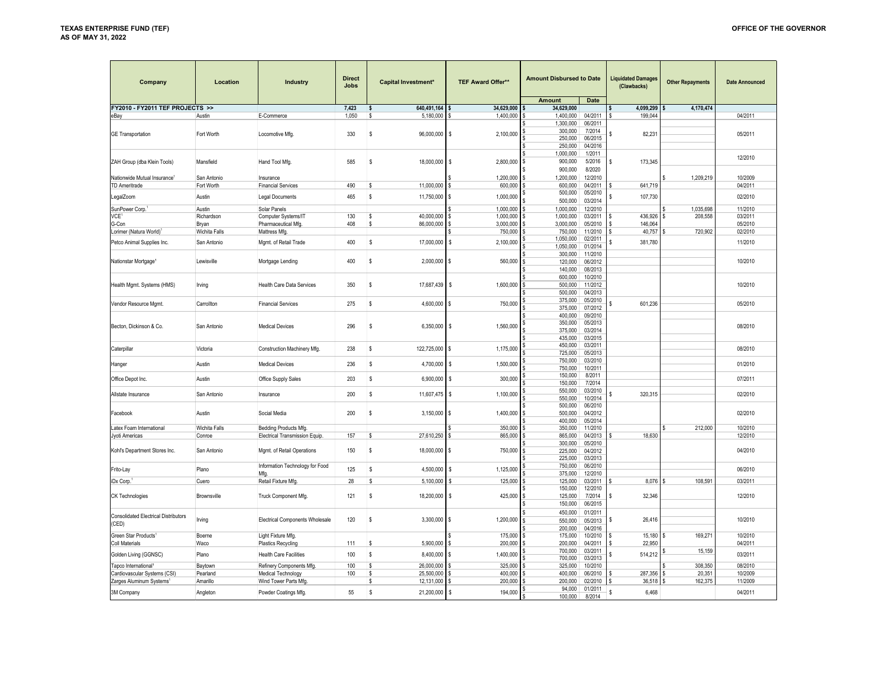**TEXAS ENTERPRISE FUND (TEF)**
**AS OF MAY 31, 2022**

**OFFICE OF THE GOVERNOR**

| Company | Location | Industry | Direct Jobs | Capital Investment* | TEF Award Offer** | Amount Disbursed to Date | | Liquidated Damages (Clawbacks) | Other Repayments | Date Announced |
|---|---|---|---|---|---|---|---|---|---|---|
| | | | | | | Amount | Date | | | |
| **FY2010 - FY2011 TEF PROJECTS >>** | | | **7,423** | **$ 640,491,164** | **$ 34,629,000** | **$ 34,629,000** | | **$ 4,099,299** | **$ 4,170,474** | |
| eBay | Austin | E-Commerce | 1,050 | $ 5,180,000 | $ 1,400,000 | $ 1,400,000 | 04/2011 | $ 199,044 | | 04/2011 |
| GE Transportation | Fort Worth | Locomotive Mfg. | 330 | $ 96,000,000 | $ 2,100,000 | $ 1,300,000 | 06/2011 | $ 82,231 | | 05/2011 |
| | | | | | | $ 300,000 | 7/2014 | | | |
| | | | | | | $ 250,000 | 06/2015 | | | |
| | | | | | | $ 250,000 | 04/2016 | | | |
| ZAH Group (dba Klein Tools) | Mansfield | Hand Tool Mfg. | 585 | $ 18,000,000 | $ 2,800,000 | $ 1,000,000 | 1/2011 | $ 173,345 | | 12/2010 |
| | | | | | | $ 900,000 | 5/2016 | | | |
| | | | | | | $ 900,000 | 8/2020 | | | |
| Nationwide Mutual Insurance[1] | San Antonio | Insurance | | | $ 1,200,000 | $ 1,200,000 | 12/2010 | | $ 1,209,219 | 10/2009 |
| TD Ameritrade | Fort Worth | Financial Services | 490 | $ 11,000,000 | $ 600,000 | $ 600,000 | 04/2011 | $ 641,719 | | 04/2011 |
| LegalZoom | Austin | Legal Documents | 465 | $ 11,750,000 | $ 1,000,000 | $ 500,000 | 05/2010 | $ 107,730 | | 02/2010 |
| | | | | | | $ 500,000 | 03/2014 | | | |
| SunPower Corp.[1] | Austin | Solar Panels | | | $ 1,000,000 | $ 1,000,000 | 12/2010 | | $ 1,035,698 | 11/2010 |
| VCE[1] | Richardson | Computer Systems/IT | 130 | $ 40,000,000 | $ 1,000,000 | $ 1,000,000 | 03/2011 | $ 436,926 | $ 208,558 | 03/2011 |
| G-Con | Bryan | Pharmaceutical Mfg. | 408 | $ 86,000,000 | $ 3,000,000 | $ 3,000,000 | 05/2010 | $ 146,064 | | 05/2010 |
| Lorimer (Natura World)[1] | Wichita Falls | Mattress Mfg. | | | $ 750,000 | $ 750,000 | 11/2010 | $ 40,757 | $ 720,902 | 02/2010 |
| Petco Animal Supplies Inc. | San Antonio | Mgmt. of Retail Trade | 400 | $ 17,000,000 | $ 2,100,000 | $ 1,050,000 | 02/2011 | $ 381,780 | | 11/2010 |
| | | | | | | $ 1,050,000 | 01/2014 | | | |
| Nationstar Mortgage[1] | Lewisville | Mortgage Lending | 400 | $ 2,000,000 | $ 560,000 | $ 300,000 | 11/2010 | | | 10/2010 |
| | | | | | | $ 120,000 | 06/2012 | | | |
| | | | | | | $ 140,000 | 08/2013 | | | |
| Health Mgmt. Systems (HMS) | Irving | Health Care Data Services | 350 | $ 17,687,439 | $ 1,600,000 | $ 600,000 | 10/2010 | | | 10/2010 |
| | | | | | | $ 500,000 | 11/2012 | | | |
| | | | | | | $ 500,000 | 04/2013 | | | |
| Vendor Resource Mgmt. | Carrollton | Financial Services | 275 | $ 4,600,000 | $ 750,000 | $ 375,000 | 05/2010 | $ 601,236 | | 05/2010 |
| | | | | | | $ 375,000 | 07/2012 | | | |
| Becton, Dickinson & Co. | San Antonio | Medical Devices | 296 | $ 6,350,000 | $ 1,560,000 | $ 400,000 | 09/2010 | | | 08/2010 |
| | | | | | | $ 350,000 | 05/2013 | | | |
| | | | | | | $ 375,000 | 03/2014 | | | |
| | | | | | | $ 435,000 | 03/2015 | | | |
| Caterpillar | Victoria | Construction Machinery Mfg. | 238 | $ 122,725,000 | $ 1,175,000 | $ 450,000 | 03/2011 | | | 08/2010 |
| | | | | | | $ 725,000 | 05/2013 | | | |
| Hanger | Austin | Medical Devices | 236 | $ 4,700,000 | $ 1,500,000 | $ 750,000 | 03/2010 | | | 01/2010 |
| | | | | | | $ 750,000 | 10/2011 | | | |
| Office Depot Inc. | Austin | Office Supply Sales | 203 | $ 6,900,000 | $ 300,000 | $ 150,000 | 8/2011 | | | 07/2011 |
| | | | | | | $ 150,000 | 7/2014 | | | |
| Allstate Insurance | San Antonio | Insurance | 200 | $ 11,607,475 | $ 1,100,000 | $ 550,000 | 03/2010 | $ 320,315 | | 02/2010 |
| | | | | | | $ 550,000 | 10/2014 | | | |
| Facebook | Austin | Social Media | 200 | $ 3,150,000 | $ 1,400,000 | $ 500,000 | 06/2010 | | | 02/2010 |
| | | | | | | $ 500,000 | 04/2012 | | | |
| | | | | | | $ 400,000 | 05/2014 | | | |
| Latex Foam International | Wichita Falls | Bedding Products Mfg. | | | $ 350,000 | $ 350,000 | 11/2010 | | $ 212,000 | 10/2010 |
| Jyoti Americas | Conroe | Electrical Transmission Equip. | 157 | $ 27,610,250 | $ 865,000 | $ 865,000 | 04/2013 | $ 18,630 | | 12/2010 |
| Kohl's Department Stores Inc. | San Antonio | Mgmt. of Retail Operations | 150 | $ 18,000,000 | $ 750,000 | $ 300,000 | 05/2010 | | | 04/2010 |
| | | | | | | $ 225,000 | 04/2012 | | | |
| | | | | | | $ 225,000 | 03/2013 | | | |
| Frito-Lay | Plano | Information Technology for Food Mfg. | 125 | $ 4,500,000 | $ 1,125,000 | $ 750,000 | 06/2010 | | | 06/2010 |
| | | | | | | $ 375,000 | 12/2010 | | | |
| iDx Corp.[1] | Cuero | Retail Fixture Mfg. | 28 | $ 5,100,000 | $ 125,000 | $ 125,000 | 03/2011 | $ 8,076 | $ 108,591 | 03/2011 |
| CK Technologies | Brownsville | Truck Component Mfg. | 121 | $ 18,200,000 | $ 425,000 | $ 150,000 | 12/2010 | $ 32,346 | | 12/2010 |
| | | | | | | $ 125,000 | 7/2014 | | | |
| | | | | | | $ 150,000 | 06/2015 | | | |
| Consolidated Electrical Distributors (CED) | Irving | Electrical Components Wholesale | 120 | $ 3,300,000 | $ 1,200,000 | $ 450,000 | 01/2011 | $ 26,416 | | 10/2010 |
| | | | | | | $ 550,000 | 05/2013 | | | |
| | | | | | | $ 200,000 | 04/2016 | | | |
| Green Star Products[1] | Boerne | Light Fixture Mfg. | | | $ 175,000 | $ 175,000 | 10/2010 | $ 15,180 | $ 169,271 | 10/2010 |
| Coll Materials | Waco | Plastics Recycling | 111 | $ 5,900,000 | $ 200,000 | $ 200,000 | 04/2011 | $ 22,950 | | 04/2011 |
| Golden Living (GGNSC) | Plano | Health Care Facilities | 100 | $ 8,400,000 | $ 1,400,000 | $ 700,000 | 03/2011 | $ 514,212 | $ 15,159 | 03/2011 |
| | | | | | | $ 700,000 | 03/2013 | | | |
| Tapco International[1] | Baytown | Refinery Components Mfg. | 100 | $ 26,000,000 | $ 325,000 | $ 325,000 | 10/2010 | | $ 308,350 | 08/2010 |
| Cardiovascular Systems (CSI) | Pearland | Medical Technology | 100 | $ 25,500,000 | $ 400,000 | $ 400,000 | 06/2010 | $ 287,356 | $ 20,351 | 10/2009 |
| Zarges Aluminum Systems[1] | Amarillo | Wind Tower Parts Mfg. | | $ 12,131,000 | $ 200,000 | $ 200,000 | 02/2010 | $ 36,518 | $ 162,375 | 11/2009 |
| 3M Company | Angleton | Powder Coatings Mfg. | 55 | $ 21,200,000 | $ 194,000 | $ 94,000 | 01/2011 | $ 6,468 | | 04/2011 |
| | | | | | | $ 100,000 | 8/2014 | | | |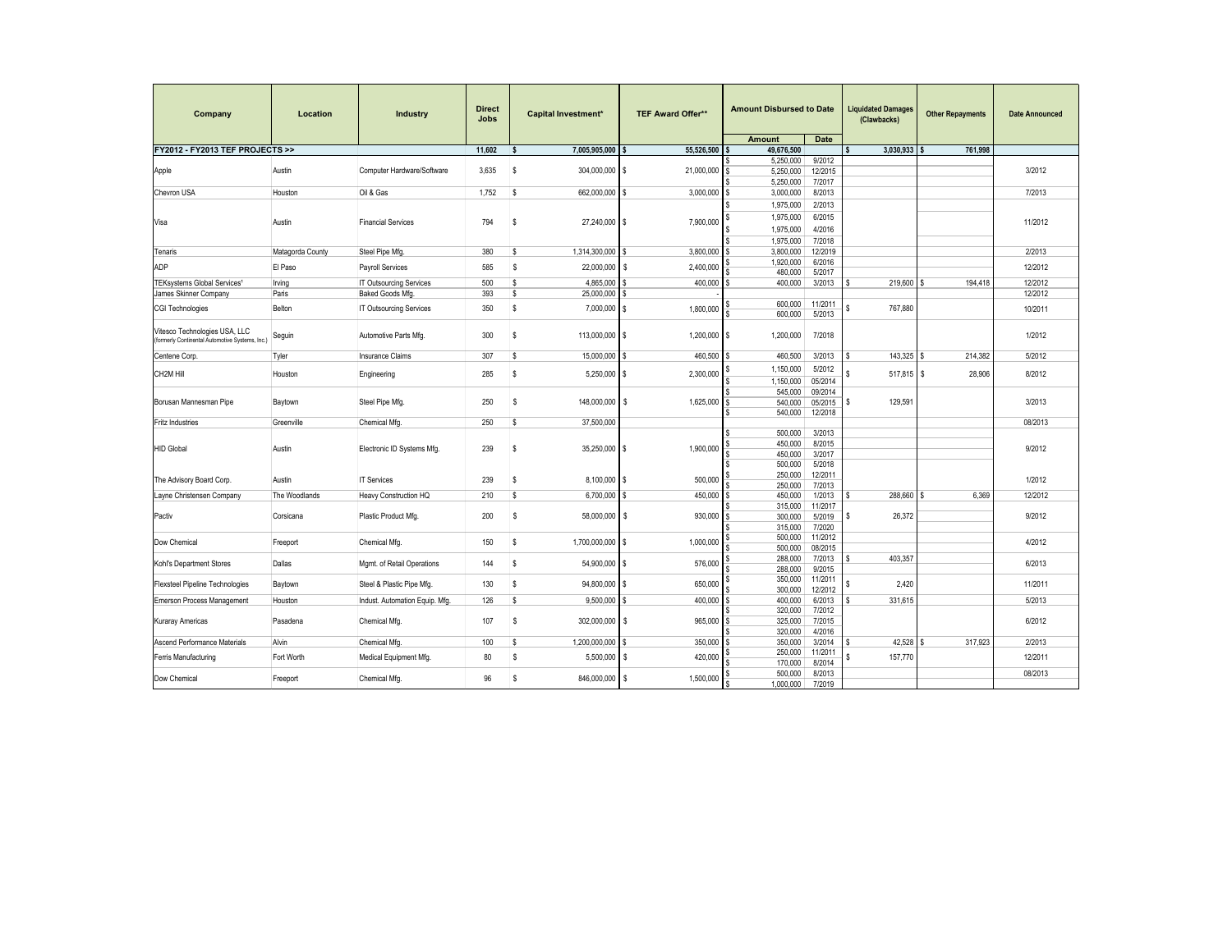| Company | Location | Industry | Direct Jobs | Capital Investment* | TEF Award Offer** | Amount Disbursed to Date | | Liquidated Damages (Clawbacks) | Other Repayments | Date Announced |
|---|---|---|---|---|---|---|---|---|---|---|
| | | | | | | Amount | Date | | | |
| **FY2012 - FY2013 TEF PROJECTS >>** | | | **11,602** | **$ 7,005,905,000** | **$ 55,526,500** | **$ 49,676,500** | | **$ 3,030,933** | **$ 761,998** | |
| Apple | Austin | Computer Hardware/Software | 3,635 | $ 304,000,000 | $ 21,000,000 | $ 5,250,000 | 9/2012 | | | 3/2012 |
| | | | | | | $ 5,250,000 | 12/2015 | | | |
| | | | | | | $ 5,250,000 | 7/2017 | | | |
| Chevron USA | Houston | Oil & Gas | 1,752 | $ 662,000,000 | $ 3,000,000 | $ 3,000,000 | 8/2013 | | | 7/2013 |
| Visa | Austin | Financial Services | 794 | $ 27,240,000 | $ 7,900,000 | $ 1,975,000 | 2/2013 | | | 11/2012 |
| | | | | | | $ 1,975,000 | 6/2015 | | | |
| | | | | | | $ 1,975,000 | 4/2016 | | | |
| | | | | | | $ 1,975,000 | 7/2018 | | | |
| Tenaris | Matagorda County | Steel Pipe Mfg. | 380 | $ 1,314,300,000 | $ 3,800,000 | $ 3,800,000 | 12/2019 | | | 2/2013 |
| ADP | El Paso | Payroll Services | 585 | $ 22,000,000 | $ 2,400,000 | $ 1,920,000 | 6/2016 | | | 12/2012 |
| | | | | | | $ 480,000 | 5/2017 | | | |
| TEKsystems Global Services[1] | Irving | IT Outsourcing Services | 500 | $ 4,865,000 | $ 400,000 | $ 400,000 | 3/2013 | $ 219,600 | $ 194,418 | 12/2012 |
| James Skinner Company | Paris | Baked Goods Mfg. | 393 | $ 25,000,000 | $ - | | | | | 12/2012 |
| CGI Technologies | Belton | IT Outsourcing Services | 350 | $ 7,000,000 | $ 1,800,000 | $ 600,000 | 11/2011 | $ 767,880 | | 10/2011 |
| | | | | | | $ 600,000 | 5/2013 | | | |
| Vitesco Technologies USA, LLC (formerly Continental Automotive Systems, Inc.) | Seguin | Automotive Parts Mfg. | 300 | $ 113,000,000 | $ 1,200,000 | $ 1,200,000 | 7/2018 | | | 1/2012 |
| Centene Corp. | Tyler | Insurance Claims | 307 | $ 15,000,000 | $ 460,500 | $ 460,500 | 3/2013 | $ 143,325 | $ 214,382 | 5/2012 |
| CH2M Hill | Houston | Engineering | 285 | $ 5,250,000 | $ 2,300,000 | $ 1,150,000 | 5/2012 | $ 517,815 | $ 28,906 | 8/2012 |
| | | | | | | $ 1,150,000 | 05/2014 | | | |
| Borusan Mannesman Pipe | Baytown | Steel Pipe Mfg. | 250 | $ 148,000,000 | $ 1,625,000 | $ 545,000 | 09/2014 | $ 129,591 | | 3/2013 |
| | | | | | | $ 540,000 | 05/2015 | | | |
| | | | | | | $ 540,000 | 12/2018 | | | |
| Fritz Industries | Greenville | Chemical Mfg. | 250 | $ 37,500,000 | | | | | | 08/2013 |
| HID Global | Austin | Electronic ID Systems Mfg. | 239 | $ 35,250,000 | $ 1,900,000 | $ 500,000 | 3/2013 | | | 9/2012 |
| | | | | | | $ 450,000 | 8/2015 | | | |
| | | | | | | $ 450,000 | 3/2017 | | | |
| | | | | | | $ 500,000 | 5/2018 | | | |
| The Advisory Board Corp. | Austin | IT Services | 239 | $ 8,100,000 | $ 500,000 | $ 250,000 | 12/2011 | | | 1/2012 |
| | | | | | | $ 250,000 | 7/2013 | | | |
| Layne Christensen Company | The Woodlands | Heavy Construction HQ | 210 | $ 6,700,000 | $ 450,000 | $ 450,000 | 1/2013 | $ 288,660 | $ 6,369 | 12/2012 |
| Pactiv | Corsicana | Plastic Product Mfg. | 200 | $ 58,000,000 | $ 930,000 | $ 315,000 | 11/2017 | $ 26,372 | | 9/2012 |
| | | | | | | $ 300,000 | 5/2019 | | | |
| | | | | | | $ 315,000 | 7/2020 | | | |
| Dow Chemical | Freeport | Chemical Mfg. | 150 | $ 1,700,000,000 | $ 1,000,000 | $ 500,000 | 11/2012 | | | 4/2012 |
| | | | | | | $ 500,000 | 08/2015 | | | |
| Kohl's Department Stores | Dallas | Mgmt. of Retail Operations | 144 | $ 54,900,000 | $ 576,000 | $ 288,000 | 7/2013 | $ 403,357 | | 6/2013 |
| | | | | | | $ 288,000 | 9/2015 | | | |
| Flexsteel Pipeline Technologies | Baytown | Steel & Plastic Pipe Mfg. | 130 | $ 94,800,000 | $ 650,000 | $ 350,000 | 11/2011 | $ 2,420 | | 11/2011 |
| | | | | | | $ 300,000 | 12/2012 | | | |
| Emerson Process Management | Houston | Indust. Automation Equip. Mfg. | 126 | $ 9,500,000 | $ 400,000 | $ 400,000 | 6/2013 | $ 331,615 | | 5/2013 |
| Kuraray Americas | Pasadena | Chemical Mfg. | 107 | $ 302,000,000 | $ 965,000 | $ 320,000 | 7/2012 | | | 6/2012 |
| | | | | | | $ 325,000 | 7/2015 | | | |
| | | | | | | $ 320,000 | 4/2016 | | | |
| Ascend Performance Materials | Alvin | Chemical Mfg. | 100 | $ 1,200,000,000 | $ 350,000 | $ 350,000 | 3/2014 | $ 42,528 | $ 317,923 | 2/2013 |
| Ferris Manufacturing | Fort Worth | Medical Equipment Mfg. | 80 | $ 5,500,000 | $ 420,000 | $ 250,000 | 11/2011 | $ 157,770 | | 12/2011 |
| | | | | | | $ 170,000 | 8/2014 | | | |
| Dow Chemical | Freeport | Chemical Mfg. | 96 | $ 846,000,000 | $ 1,500,000 | $ 500,000 | 8/2013 | | | 08/2013 |
| | | | | | | $ 1,000,000 | 7/2019 | | | |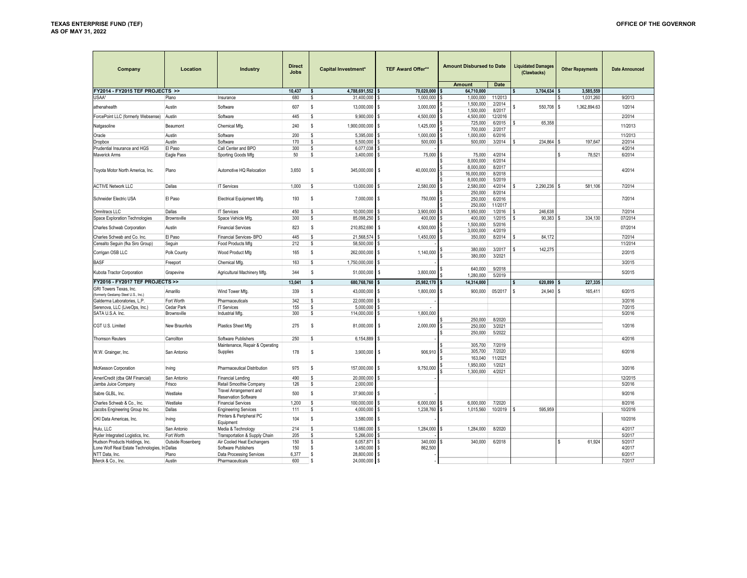**TEXAS ENTERPRISE FUND (TEF)**
**AS OF MAY 31, 2022**

**OFFICE OF THE GOVERNOR**

| Company | Location | Industry | Direct Jobs | Capital Investment* | TEF Award Offer** | Amount Disbursed to Date | | Liquidated Damages (Clawbacks) | Other Repayments | Date Announced |
|---|---|---|---|---|---|---|---|---|---|---|
| | | | | | | Amount | Date | | | |
| **FY2014 - FY2015 TEF PROJECTS >>** | | | **10,437** | **$ 4,788,691,552** | **$ 70,020,000** | **$ 64,710,000** | | **$ 3,704,634** | **$ 3,585,559** | |
| USAA[1] | Plano | Insurance | 680 | $ 31,400,000 | $ 1,000,000 | $ 1,000,000 | 11/2013 | | $ 1,031,260 | 9/2013 |
| athenahealth | Austin | Software | 607 | $ 13,000,000 | $ 3,000,000 | $ 1,500,000<br>$ 1,500,000 | 2/2014<br>8/2017 | $ 550,708 | $ 1,362,894.63 | 1/2014 |
| ForcePoint LLC (formerly Websense) | Austin | Software | 445 | $ 9,900,000 | $ 4,500,000 | $ 4,500,000 | 12/2016 | | | 2/2014 |
| Natgasoline | Beaumont | Chemical Mfg. | 240 | $ 1,900,000,000 | $ 1,425,000 | $ 725,000<br>$ 700,000 | 6/2015<br>2/2017 | $ 65,358 | | 11/2013 |
| Oracle | Austin | Software | 200 | $ 5,395,000 | $ 1,000,000 | $ 1,000,000 | 6/2016 | | | 11/2013 |
| Dropbox | Austin | Software | 170 | $ 5,500,000 | $ 500,000 | $ 500,000 | 3/2014 | $ 234,864 | $ 197,647 | 2/2014 |
| Prudential Insurance and HGS | El Paso | Call Center and BPO | 300 | $ 6,077,038 | $ - | | | | | 4/2014 |
| Maverick Arms | Eagle Pass | Sporting Goods Mfg | 50 | $ 3,400,000 | $ 75,000 | $ 75,000 | 4/2014 | | $ 78,521 | 6/2014 |
| Toyota Motor North America, Inc. | Plano | Automotive HQ Relocation | 3,650 | $ 345,000,000 | $ 40,000,000 | $ 8,000,000<br>$ 8,000,000<br>$ 16,000,000<br>$ 8,000,000 | 6/2014<br>8/2017<br>8/2018<br>5/2019 | | | 4/2014 |
| ACTIVE Network LLC | Dallas | IT Services | 1,000 | $ 13,000,000 | $ 2,580,000 | $ 2,580,000 | 4/2014 | $ 2,290,236 | $ 581,106 | 7/2014 |
| Schneider Electric USA | El Paso | Electrical Equipment Mfg. | 193 | $ 7,000,000 | $ 750,000 | $ 250,000<br>$ 250,000<br>$ 250,000 | 8/2014<br>6/2016<br>11/2017 | | | 7/2014 |
| Omnitracs LLC | Dallas | IT Services | 450 | $ 10,000,000 | $ 3,900,000 | $ 1,950,000 | 1/2016 | $ 246,638 | | 7/2014 |
| Space Exploration Technologies | Brownsville | Space Vehicle Mfg. | 300 | $ 85,098,250 | $ 400,000 | $ 400,000 | 1/2015 | $ 90,383 | $ 334,130 | 07/2014 |
| Charles Schwab Corporation | Austin | Financial Services | 823 | $ 210,852,690 | $ 4,500,000 | $ 1,500,000<br>$ 3,000,000 | 5/2016<br>4/2019 | | | 07/2014 |
| Charles Schwab and Co. Inc. | El Paso | Financial Services- BPO | 445 | $ 21,568,574 | $ 1,450,000 | $ 350,000 | 8/2014 | $ 84,172 | | 7/2014 |
| Cerealto Seguin (fka Siro Group) | Seguin | Food Products Mfg | 212 | $ 58,500,000 | $ - | | | | | 11/2014 |
| Corrigan OSB LLC | Polk County | Wood Product Mfg | 165 | $ 262,000,000 | $ 1,140,000 | $ 380,000<br>$ 380,000 | 3/2017<br>3/2021 | $ 142,275 | | 2/2015 |
| BASF | Freeport | Chemical Mfg. | 163 | $ 1,750,000,000 | $ - | | | | | 3/2015 |
| Kubota Tractor Corporation | Grapevine | Agricultural Machinery Mfg. | 344 | $ 51,000,000 | $ 3,800,000 | $ 640,000<br>$ 1,280,000 | 9/2018<br>5/2019 | | | 5/2015 |
| **FY2016 - FY2017 TEF PROJECTS >>** | | | **13,041** | **$ 680,768,760** | **$ 25,982,170** | **$ 14,314,000** | | **$ 620,899** | **$ 227,335** | |
| GRI Towers Texas, Inc. (formerly Gestamp Steel U.S., Inc.) | Amarillo | Wind Tower Mfg. | 339 | $ 43,000,000 | $ 1,800,000 | $ 900,000 | 05/2017 | $ 24,940 | $ 165,411 | 6/2015 |
| Galderma Laboratories, L.P. | Fort Worth | Pharmaceuticals | 342 | $ 22,000,000 | $ - | | | | | 3/2016 |
| Serenova, LLC (LiveOps, Inc.) | Cedar Park | IT Services | 155 | $ 5,000,000 | $ - | | | | | 7/2015 |
| SATA U.S.A. Inc. | Brownsville | Industrial Mfg. | 300 | $ 114,000,000 | $ 1,800,000 | | | | | 5/2016 |
| CGT U.S. Limited | New Braunfels | Plastics Sheet Mfg | 275 | $ 81,000,000 | $ 2,000,000 | $ 250,000<br>$ 250,000<br>$ 250,000 | 8/2020<br>3/2021<br>5/2022 | | | 1/2016 |
| Thomson Reuters | Carrollton | Software Publishers | 250 | $ 6,154,889 | $ - | | | | | 4/2016 |
| W.W. Grainger, Inc. | San Antonio | Maintenance, Repair & Operating Supplies | 178 | $ 3,900,000 | $ 906,910 | $ 305,700<br>$ 305,700<br>$ 163,040 | 7/2019<br>7/2020<br>11/2021 | | | 6/2016 |
| McKesson Corporation | Irving | Pharmaceutical Distribution | 975 | $ 157,000,000 | $ 9,750,000 | $ 1,950,000<br>$ 1,300,000 | 1/2021<br>4/2021 | | | 3/2016 |
| AmeriCredit (dba GM Financial) | San Antonio | Financial Lending | 490 | $ 20,000,000 | $ - | | | | | 12/2015 |
| Jamba Juice Company | Frisco | Retail Smoothie Company | 126 | $ 2,000,000 | | | | | | 5/2016 |
| Sabre GLBL, Inc. | Westlake | Travel Arrangement and Reservation Software | 500 | $ 37,900,000 | $ - | | | | | 9/2016 |
| Charles Schwab & Co., Inc. | Westlake | Financial Services | 1,200 | $ 100,000,000 | $ 6,000,000 | $ 6,000,000 | 7/2020 | | | 8/2016 |
| Jacobs Engineering Group Inc. | Dallas | Engineering Services | 111 | $ 4,000,000 | $ 1,238,760 | $ 1,015,560 | 10/2019 | $ 595,959 | | 10/2016 |
| OKI Data Americas, Inc. | Irving | Printers & Peripheral PC Equipment | 104 | $ 3,580,000 | $ - | | | | | 10/2016 |
| Hulu, LLC | San Antonio | Media & Technology | 214 | $ 13,660,000 | $ 1,284,000 | $ 1,284,000 | 8/2020 | | | 4/2017 |
| Ryder Integrated Logistics, Inc. | Fort Worth | Transportation & Supply Chain | 205 | $ 5,266,000 | $ - | | | | | 5/2017 |
| Hudson Products Holdings, Inc. | Outside Rosenberg | Air Cooled Heat Exchangers | 150 | $ 6,057,871 | $ 340,000 | $ 340,000 | 6/2018 | | $ 61,924 | 5/2017 |
| Lone Wolf Real Estate Technologies, Inc. | Dallas | Software Publishers | 150 | $ 3,450,000 | $ 862,500 | | | | | 4/2017 |
| NTT Data, Inc. | Plano | Data Processing Services | 6,377 | $ 28,800,000 | $ - | | | | | 6/2017 |
| Merck & Co., Inc. | Austin | Pharmaceuticals | 600 | $ 24,000,000 | $ - | | | | | 7/2017 |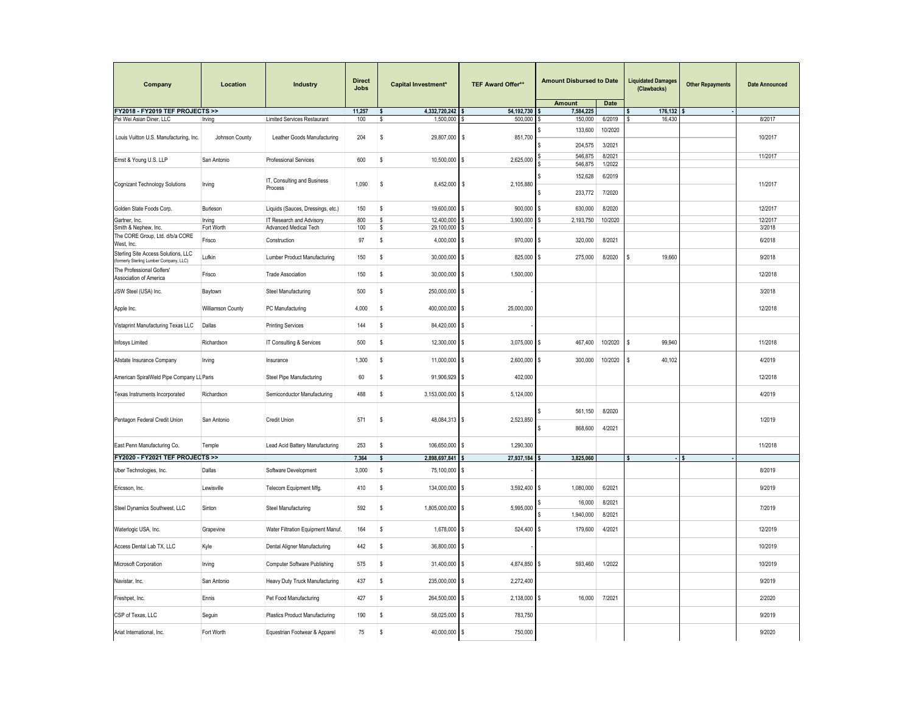| Company | Location | Industry | Direct Jobs | Capital Investment* | TEF Award Offer** | Amount Disbursed to Date | | Liquidated Damages (Clawbacks) | Other Repayments | Date Announced |
|---|---|---|---|---|---|---|---|---|---|---|
| | | | | | | Amount | Date | | | |
| **FY2018 - FY2019 TEF PROJECTS >>** | | | **11,257** | **$ 4,332,720,242** | **$ 54,192,730** | **$ 7,584,225** | | **$ 176,132** | **$ -** | |
| Pei Wei Asian Diner, LLC | Irving | Limited Services Restaurant | 100 | $ 1,500,000 | $ 500,000 | $ 150,000 | 6/2019 | $ 16,430 | | 8/2017 |
| Louis Vuitton U.S. Manufacturing, Inc. | Johnson County | Leather Goods Manufacturing | 204 | $ 29,807,000 | $ 851,700 | $ 133,600<br>$ 204,575 | 10/2020<br>3/2021 | | | 10/2017 |
| Ernst & Young U.S. LLP | San Antonio | Professional Services | 600 | $ 10,500,000 | $ 2,625,000 | $ 546,875<br>$ 546,875 | 8/2021<br>1/2022 | | | 11/2017 |
| Cognizant Technology Solutions | Irving | IT, Consulting and Business Process | 1,090 | $ 8,452,000 | $ 2,105,880 | $ 152,628<br>$ 233,772 | 6/2019<br>7/2020 | | | 11/2017 |
| Golden State Foods Corp. | Burleson | Liquids (Sauces, Dressings, etc.) | 150 | $ 19,600,000 | $ 900,000 | $ 630,000 | 8/2020 | | | 12/2017 |
| Gartner, Inc. | Irving | IT Research and Advisory | 800 | $ 12,400,000 | $ 3,900,000 | $ 2,193,750 | 10/2020 | | | 12/2017 |
| Smith & Nephew, Inc. | Fort Worth | Advanced Medical Tech | 100 | $ 29,100,000 | $ - | | | | | 3/2018 |
| The CORE Group, Ltd. d/b/a CORE West, Inc. | Frisco | Construction | 97 | $ 4,000,000 | $ 970,000 | $ 320,000 | 8/2021 | | | 6/2018 |
| Sterling Site Access Solutions, LLC (formerly Sterling Lumber Company, LLC) | Lufkin | Lumber Product Manufacturing | 150 | $ 30,000,000 | $ 825,000 | $ 275,000 | 8/2020 | $ 19,660 | | 9/2018 |
| The Professional Golfers' Association of America | Frisco | Trade Association | 150 | $ 30,000,000 | $ 1,500,000 | | | | | 12/2018 |
| JSW Steel (USA) Inc. | Baytown | Steel Manufacturing | 500 | $ 250,000,000 | $ - | | | | | 3/2018 |
| Apple Inc. | Williamson County | PC Manufacturing | 4,000 | $ 400,000,000 | $ 25,000,000 | | | | | 12/2018 |
| Vistaprint Manufacturing Texas LLC | Dallas | Printing Services | 144 | $ 84,420,000 | $ - | | | | | |
| Infosys Limited | Richardson | IT Consulting & Services | 500 | $ 12,300,000 | $ 3,075,000 | $ 467,400 | 10/2020 | $ 99,940 | | 11/2018 |
| Allstate Insurance Company | Irving | Insurance | 1,300 | $ 11,000,000 | $ 2,600,000 | $ 300,000 | 10/2020 | $ 40,102 | | 4/2019 |
| American SpiralWeld Pipe Company LL | Paris | Steel Pipe Manufacturing | 60 | $ 91,906,929 | $ 402,000 | | | | | 12/2018 |
| Texas Instruments Incorporated | Richardson | Semiconductor Manufacturing | 488 | $ 3,153,000,000 | $ 5,124,000 | | | | | 4/2019 |
| Pentagon Federal Credit Union | San Antonio | Credit Union | 571 | $ 48,084,313 | $ 2,523,850 | $ 561,150<br>$ 868,600 | 8/2020<br>4/2021 | | | 1/2019 |
| East Penn Manufacturing Co. | Temple | Lead Acid Battery Manufacturing | 253 | $ 106,650,000 | $ 1,290,300 | | | | | 11/2018 |
| **FY2020 - FY2021 TEF PROJECTS >>** | | | **7,364** | **$ 2,898,697,841** | **$ 27,937,184** | **$ 3,825,060** | | **$ -** | **$ -** | |
| Uber Technologies, Inc. | Dallas | Software Development | 3,000 | $ 75,100,000 | $ - | | | | | 8/2019 |
| Ericsson, Inc. | Lewisville | Telecom Equipment Mfg. | 410 | $ 134,000,000 | $ 3,592,400 | $ 1,080,000 | 6/2021 | | | 9/2019 |
| Steel Dynamics Southwest, LLC | Sinton | Steel Manufacturing | 592 | $ 1,805,000,000 | $ 5,995,000 | $ 16,000<br>$ 1,940,000 | 8/2021<br>8/2021 | | | 7/2019 |
| Waterlogic USA, Inc. | Grapevine | Water Filtration Equipment Manuf. | 164 | $ 1,678,000 | $ 524,400 | $ 179,600 | 4/2021 | | | 12/2019 |
| Access Dental Lab TX, LLC | Kyle | Dental Aligner Manufacturing | 442 | $ 36,800,000 | $ - | | | | | 10/2019 |
| Microsoft Corporation | Irving | Computer Software Publishing | 575 | $ 31,400,000 | $ 4,874,850 | $ 593,460 | 1/2022 | | | 10/2019 |
| Navistar, Inc. | San Antonio | Heavy Duty Truck Manufacturing | 437 | $ 235,000,000 | $ 2,272,400 | | | | | 9/2019 |
| Freshpet, Inc. | Ennis | Pet Food Manufacturing | 427 | $ 264,500,000 | $ 2,138,000 | $ 16,000 | 7/2021 | | | 2/2020 |
| CSP of Texas, LLC | Seguin | Plastics Product Manufacturing | 190 | $ 58,025,000 | $ 783,750 | | | | | 9/2019 |
| Ariat International, Inc. | Fort Worth | Equestrian Footwear & Apparel | 75 | $ 40,000,000 | $ 750,000 | | | | | 9/2020 |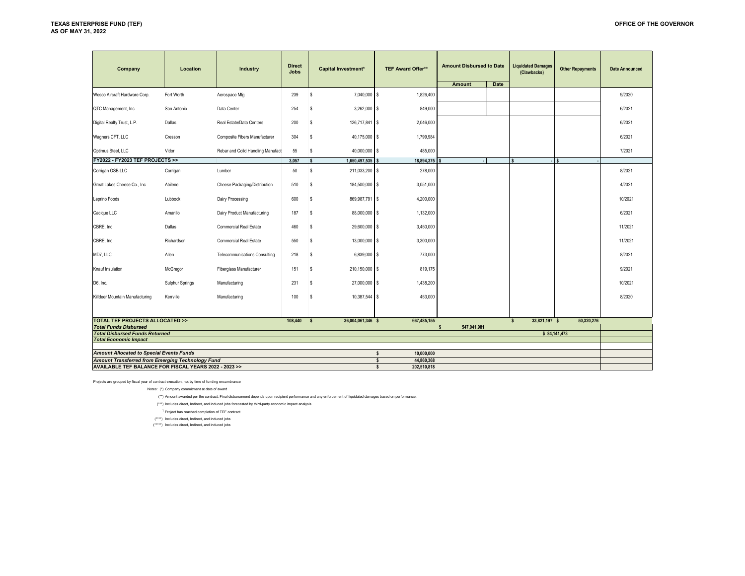**TEXAS ENTERPRISE FUND (TEF)**
**AS OF MAY 31, 2022**

**OFFICE OF THE GOVERNOR**

| Company | Location | Industry | Direct Jobs | Capital Investment* | TEF Award Offer** | Amount Disbursed to Date | | Liquidated Damages (Clawbacks) | Other Repayments | Date Announced |
|---|---|---|---|---|---|---|---|---|---|---|
| | | | | | | Amount | Date | | | |
| Wesco Aircraft Hardware Corp. | Fort Worth | Aerospace Mfg | 239 | $ 7,040,000 | $ 1,826,400 | | | | | 9/2020 |
| QTC Management, Inc | San Antonio | Data Center | 254 | $ 3,262,000 | $ 849,000 | | | | | 6/2021 |
| Digital Realty Trust, L.P. | Dallas | Real Estate/Data Centers | 200 | $ 126,717,841 | $ 2,046,000 | | | | | 6/2021 |
| Wagners CFT, LLC | Cresson | Composite Fibers Manufacturer | 304 | $ 40,175,000 | $ 1,799,984 | | | | | 6/2021 |
| Optimus Steel, LLC | Vidor | Rebar and Coild Handling Manufact | 55 | $ 40,000,000 | $ 485,000 | | | | | 7/2021 |
| **FY2022 - FY2023 TEF PROJECTS >>** | | | **3,057** | **$ 1,650,497,535** | **$ 18,894,375** | **$ -** | | **$ -** | **$ -** | |
| Corrigan OSB LLC | Corrigan | Lumber | 50 | $ 211,033,200 | $ 278,000 | | | | | 8/2021 |
| Great Lakes Cheese Co., Inc | Abilene | Cheese Packaging/Distribution | 510 | $ 184,500,000 | $ 3,051,000 | | | | | 4/2021 |
| Leprino Foods | Lubbock | Dairy Processing | 600 | $ 869,987,791 | $ 4,200,000 | | | | | 10/2021 |
| Cacique LLC | Amarillo | Dairy Product Manufacturing | 187 | $ 88,000,000 | $ 1,132,000 | | | | | 6/2021 |
| CBRE, Inc | Dallas | Commercial Real Estate | 460 | $ 29,600,000 | $ 3,450,000 | | | | | 11/2021 |
| CBRE, Inc | Richardson | Commercial Real Estate | 550 | $ 13,000,000 | $ 3,300,000 | | | | | 11/2021 |
| MD7, LLC | Allen | Telecommunications Consulting | 218 | $ 6,839,000 | $ 773,000 | | | | | 8/2021 |
| Knauf Insulation | McGregor | Fiberglass Manufacturer | 151 | $ 210,150,000 | $ 819,175 | | | | | 9/2021 |
| D6, Inc. | Sulphur Springs | Manufacturing | 231 | $ 27,000,000 | $ 1,438,200 | | | | | 10/2021 |
| Killdeer Mountain Manufacturing | Kerrville | Manufacturing | 100 | $ 10,387,544 | $ 453,000 | | | | | 8/2020 |
| **TOTAL TEF PROJECTS ALLOCATED >>** | | | **108,440** | **$ 36,004,061,346** | **$ 667,485,155** | | | **$ 33,821,197** | **$ 50,320,276** | |
| ***Total Funds Disbursed*** | | | | | | **$ 547,041,981** | | | | |
| ***Total Disbursed Funds Returned*** | | | | | | | | **$ 84,141,473** | | |
| ***Total Economic Impact*** | | | | | | | | | | |
| ***Amount Allocated to Special Events Funds*** | | | | | **$ 10,000,000** | | | | | |
| ***Amount Transferred from Emerging Technology Fund*** | | | | | **$ 44,860,368** | | | | | |
| **AVAILABLE TEF BALANCE FOR FISCAL YEARS 2022 - 2023 >>** | | | | | **$ 202,510,818** | | | | | |

Projects are grouped by fiscal year of contract execution, not by time of funding encumbrance

Notes: (*) Company commitment at date of award

(**) Amount awarded per the contract. Final disbursement depends upon recipient performance and any enforcement of liquidated damages based on performance.

(***) Includes direct, Indirect, and induced jobs forecasted by third-party economic impact analysis

[1] Project has reached completion of TEF contract

(****) Includes direct, Indirect, and induced jobs

(*****) Includes direct, Indirect, and induced jobs